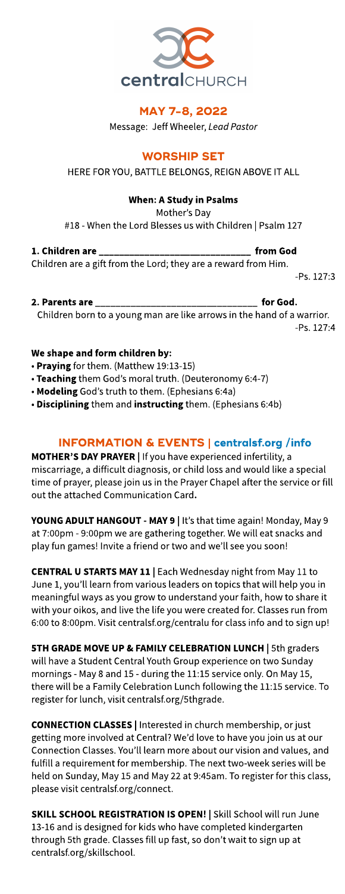centralCHURCH

## MAY 7-8, 2022

Message: Jeff Wheeler, *Lead Pastor*

## WORSHIP SET

HERE FOR YOU, BATTLE BELONGS, REIGN ABOVE IT ALL

### When: A Study in Psalms

Mother's Day

#18 - When the Lord Blesses us with Children | Psalm 127

**1. Children are ______________________________ from God**

Children are a gift from the Lord; they are a reward from Him.

-Ps. 127:3

**2. Parents are ______________________________ for God.**

Children born to a young man are like arrows in the hand of a warrior.

-Ps. 127:4

**We shape and form children by:**

- **Praying** for them. (Matthew 19:13-15)
- **Teaching** them God's moral truth. (Deuteronomy 6:4-7)
- **Modeling** God's truth to them. (Ephesians 6:4a)
- **Disciplining** them and **instructing** them. (Ephesians 6:4b)

## INFORMATION & EVENTS | centralsf.org /info

**MOTHER'S DAY PRAYER |** If you have experienced infertility, a miscarriage, a difficult diagnosis, or child loss and would like a special time of prayer, please join us in the Prayer Chapel after the service or fill out the attached Communication Card**.**

**YOUNG ADULT HANGOUT - MAY 9 |** It's that time again! Monday, May 9 at 7:00pm - 9:00pm we are gathering together. We will eat snacks and play fun games! Invite a friend or two and we'll see you soon!

**CENTRAL U STARTS MAY 11 |** Each Wednesday night from May 11 to June 1, you'll learn from various leaders on topics that will help you in meaningful ways as you grow to understand your faith, how to share it with your oikos, and live the life you were created for. Classes run from 6:00 to 8:00pm. Visit centralsf.org/centralu for class info and to sign up!

**5TH GRADE MOVE UP & FAMILY CELEBRATION LUNCH |** 5th graders will have a Student Central Youth Group experience on two Sunday mornings - May 8 and 15 - during the 11:15 service only. On May 15, there will be a Family Celebration Lunch following the 11:15 service. To register for lunch, visit centralsf.org/5thgrade.

**CONNECTION CLASSES |** Interested in church membership, or just getting more involved at Central? We'd love to have you join us at our Connection Classes. You'll learn more about our vision and values, and fulfill a requirement for membership. The next two-week series will be held on Sunday, May 15 and May 22 at 9:45am. To register for this class, please visit centralsf.org/connect.

**SKILL SCHOOL REGISTRATION IS OPEN! |** Skill School will run June 13-16 and is designed for kids who have completed kindergarten through 5th grade. Classes fill up fast, so don't wait to sign up at centralsf.org/skillschool.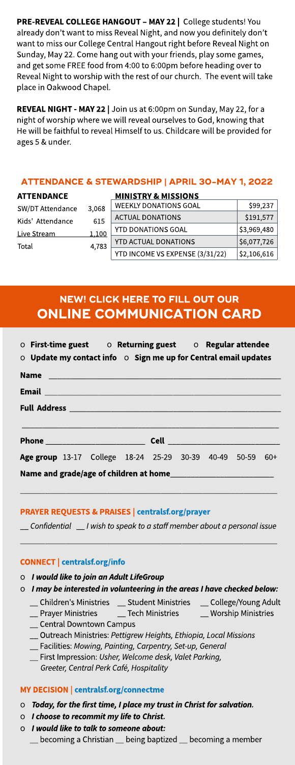**PRE-REVEAL COLLEGE HANGOUT – MAY 22 |** College students! You already don't want to miss Reveal Night, and now you definitely don't want to miss our College Central Hangout right before Reveal Night on Sunday, May 22. Come hang out with your friends, play some games, and get some FREE food from 4:00 to 6:00pm before heading over to Reveal Night to worship with the rest of our church. The event will take place in Oakwood Chapel.

**REVEAL NIGHT - MAY 22 |** Join us at 6:00pm on Sunday, May 22, for a night of worship where we will reveal ourselves to God, knowing that He will be faithful to reveal Himself to us. Childcare will be provided for ages 5 & under.

## ATTENDANCE & STEWARDSHIP | APRIL 30-MAY 1, 2022

**ATTENDANCE**

| | |
|---|---|
| SW/DT Attendance | 3,068 |
| Kids' Attendance | 615 |
| Live Stream | 1,100 |
| Total | 4,783 |

**MINISTRY & MISSIONS**

| | |
|---|---|
| WEEKLY DONATIONS GOAL | $99,237 |
| ACTUAL DONATIONS | $191,577 |
| YTD DONATIONS GOAL | $3,969,480 |
| YTD ACTUAL DONATIONS | $6,077,726 |
| YTD INCOME VS EXPENSE (3/31/22) | $2,106,616 |

## NEW! CLICK HERE TO FILL OUT OUR ONLINE COMMUNICATION CARD

○ **First-time guest** ○ **Returning guest** ○ **Regular attendee**
○ **Update my contact info** ○ **Sign me up for Central email updates**

**Name** ____________________

**Email** ____________________

**Full Address** ____________________

____________________

**Phone** ____________ **Cell** ____________

**Age group** 13-17 College 18-24 25-29 30-39 40-49 50-59 60+

**Name and grade/age of children at home**____________________

____________________

**PRAYER REQUESTS & PRAISES | centralsf.org/prayer**

__ *Confidential* __ *I wish to speak to a staff member about a personal issue*

____________________

**CONNECT | centralsf.org/info**

○ ***I would like to join an Adult LifeGroup***
○ ***I may be interested in volunteering in the areas I have checked below:***

__ Children's Ministries __ Student Ministries __ College/Young Adult
__ Prayer Ministries __ Tech Ministries __ Worship Ministries
__ Central Downtown Campus
__ Outreach Ministries: *Pettigrew Heights, Ethiopia, Local Missions*
__ Facilities: *Mowing, Painting, Carpentry, Set-up, General*
__ First Impression: *Usher, Welcome desk, Valet Parking, Greeter, Central Perk Café, Hospitality*

**MY DECISION | centralsf.org/connectme**

○ ***Today, for the first time, I place my trust in Christ for salvation.***
○ ***I choose to recommit my life to Christ.***
○ ***I would like to talk to someone about:***

__ becoming a Christian __ being baptized __ becoming a member